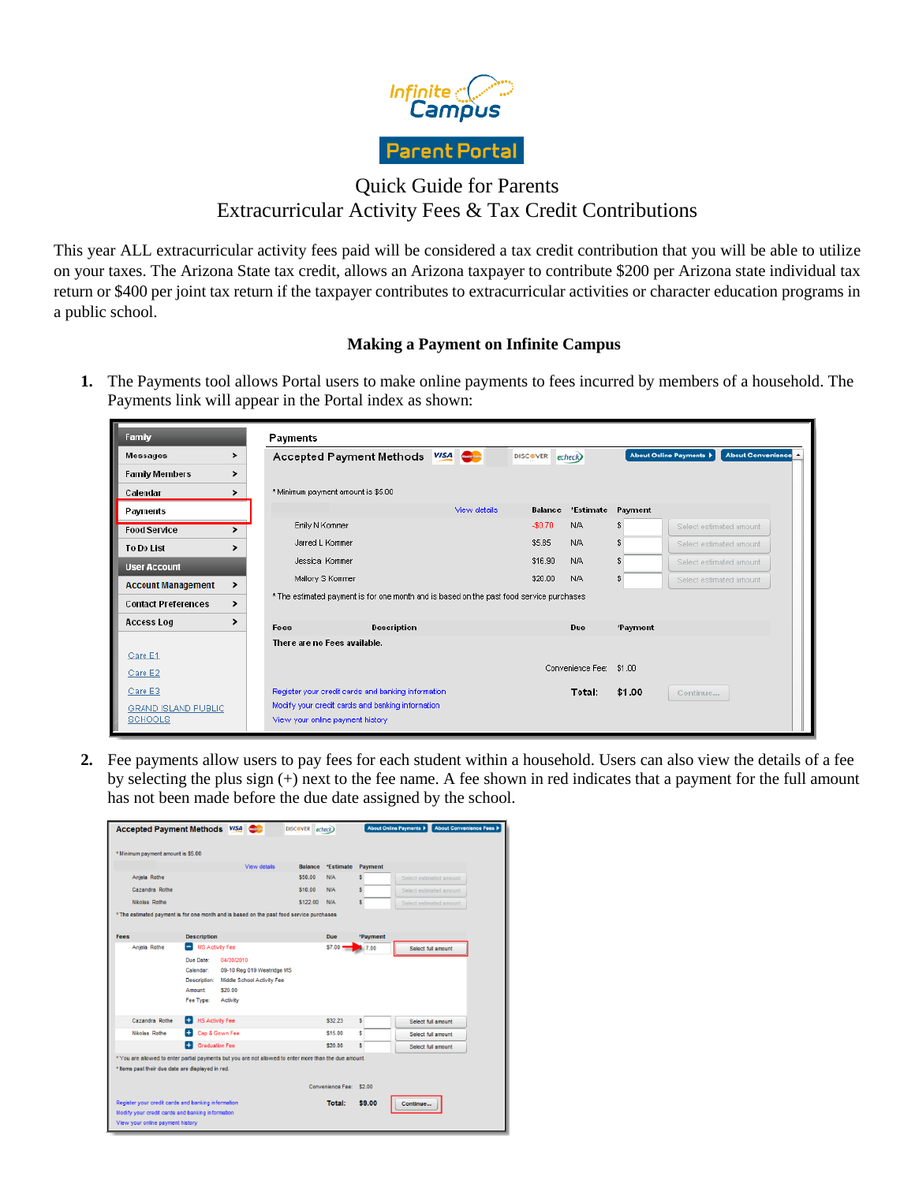Infinite Campus

Parent Portal

# Quick Guide for Parents
## Extracurricular Activity Fees & Tax Credit Contributions

This year ALL extracurricular activity fees paid will be considered a tax credit contribution that you will be able to utilize on your taxes. The Arizona State tax credit, allows an Arizona taxpayer to contribute $200 per Arizona state individual tax return or $400 per joint tax return if the taxpayer contributes to extracurricular activities or character education programs in a public school.

### Making a Payment on Infinite Campus

1. The Payments tool allows Portal users to make online payments to fees incurred by members of a household. The Payments link will appear in the Portal index as shown:

2. Fee payments allow users to pay fees for each student within a household. Users can also view the details of a fee by selecting the plus sign (+) next to the fee name. A fee shown in red indicates that a payment for the full amount has not been made before the due date assigned by the school.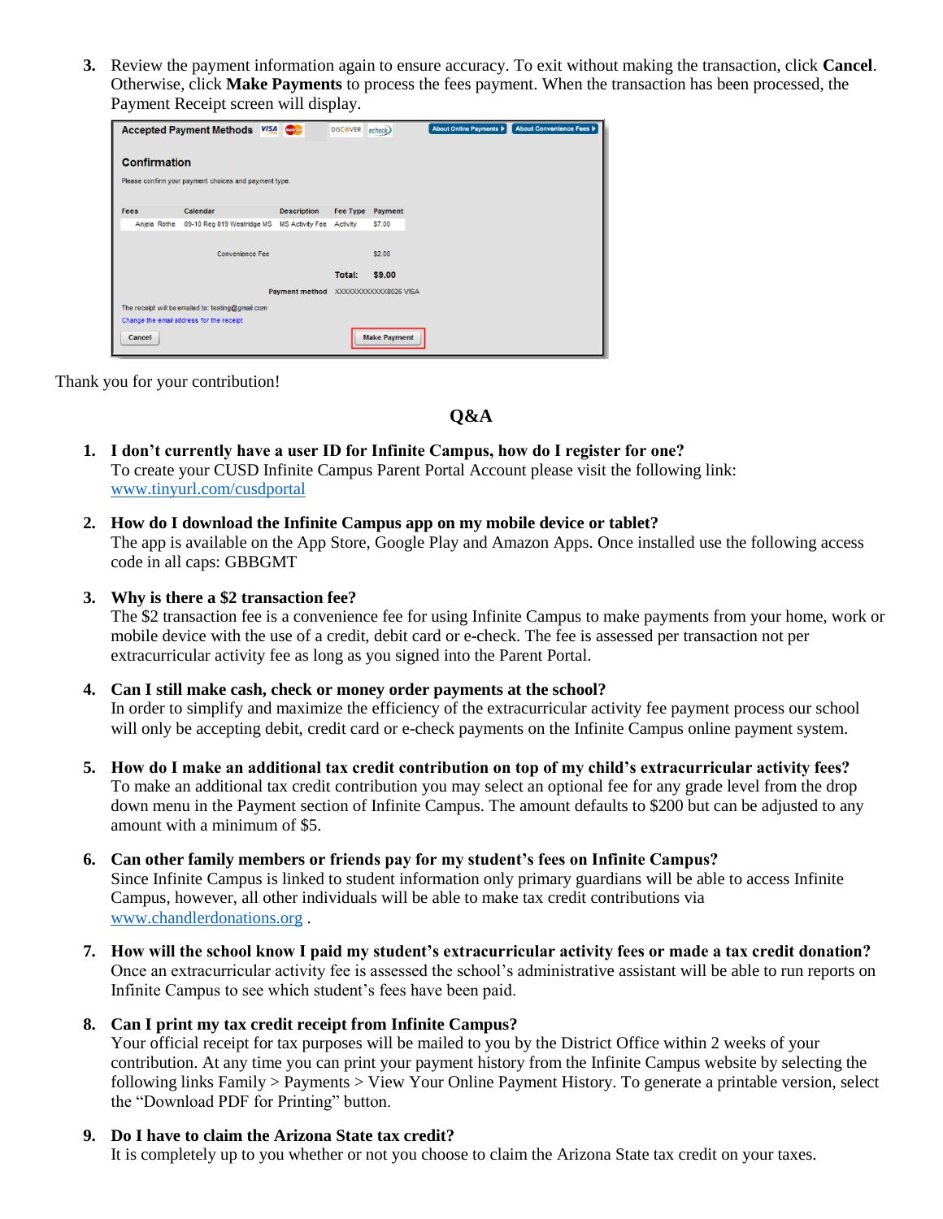3. Review the payment information again to ensure accuracy. To exit without making the transaction, click **Cancel**. Otherwise, click **Make Payments** to process the fees payment. When the transaction has been processed, the Payment Receipt screen will display.

Accepted Payment Methods

About Online Payments | About Convenience Fees

Confirmation

Please confirm your payment choices and payment type.

| Fees | Calendar | Description | Fee Type | Payment |
|---|---|---|---|---|
| Anjela Rothe | 09-10 Reg 019 Westridge MS | MS Activity Fee | Activity | $7.00 |
| | Convenience Fee | | | $2.00 |
| | | | Total: | $9.00 |

Payment method XXXXXXXXXXXX0026 VISA

The receipt will be emailed to: testing@gmail.com

Change the email address for the receipt

Cancel | Make Payment

Thank you for your contribution!

## Q&A

1. **I don't currently have a user ID for Infinite Campus, how do I register for one?**
   To create your CUSD Infinite Campus Parent Portal Account please visit the following link: www.tinyurl.com/cusdportal

2. **How do I download the Infinite Campus app on my mobile device or tablet?**
   The app is available on the App Store, Google Play and Amazon Apps. Once installed use the following access code in all caps: GBBGMT

3. **Why is there a $2 transaction fee?**
   The $2 transaction fee is a convenience fee for using Infinite Campus to make payments from your home, work or mobile device with the use of a credit, debit card or e-check. The fee is assessed per transaction not per extracurricular activity fee as long as you signed into the Parent Portal.

4. **Can I still make cash, check or money order payments at the school?**
   In order to simplify and maximize the efficiency of the extracurricular activity fee payment process our school will only be accepting debit, credit card or e-check payments on the Infinite Campus online payment system.

5. **How do I make an additional tax credit contribution on top of my child's extracurricular activity fees?**
   To make an additional tax credit contribution you may select an optional fee for any grade level from the drop down menu in the Payment section of Infinite Campus. The amount defaults to $200 but can be adjusted to any amount with a minimum of $5.

6. **Can other family members or friends pay for my student's fees on Infinite Campus?**
   Since Infinite Campus is linked to student information only primary guardians will be able to access Infinite Campus, however, all other individuals will be able to make tax credit contributions via www.chandlerdonations.org .

7. **How will the school know I paid my student's extracurricular activity fees or made a tax credit donation?**
   Once an extracurricular activity fee is assessed the school's administrative assistant will be able to run reports on Infinite Campus to see which student's fees have been paid.

8. **Can I print my tax credit receipt from Infinite Campus?**
   Your official receipt for tax purposes will be mailed to you by the District Office within 2 weeks of your contribution. At any time you can print your payment history from the Infinite Campus website by selecting the following links Family > Payments > View Your Online Payment History. To generate a printable version, select the "Download PDF for Printing" button.

9. **Do I have to claim the Arizona State tax credit?**
   It is completely up to you whether or not you choose to claim the Arizona State tax credit on your taxes.